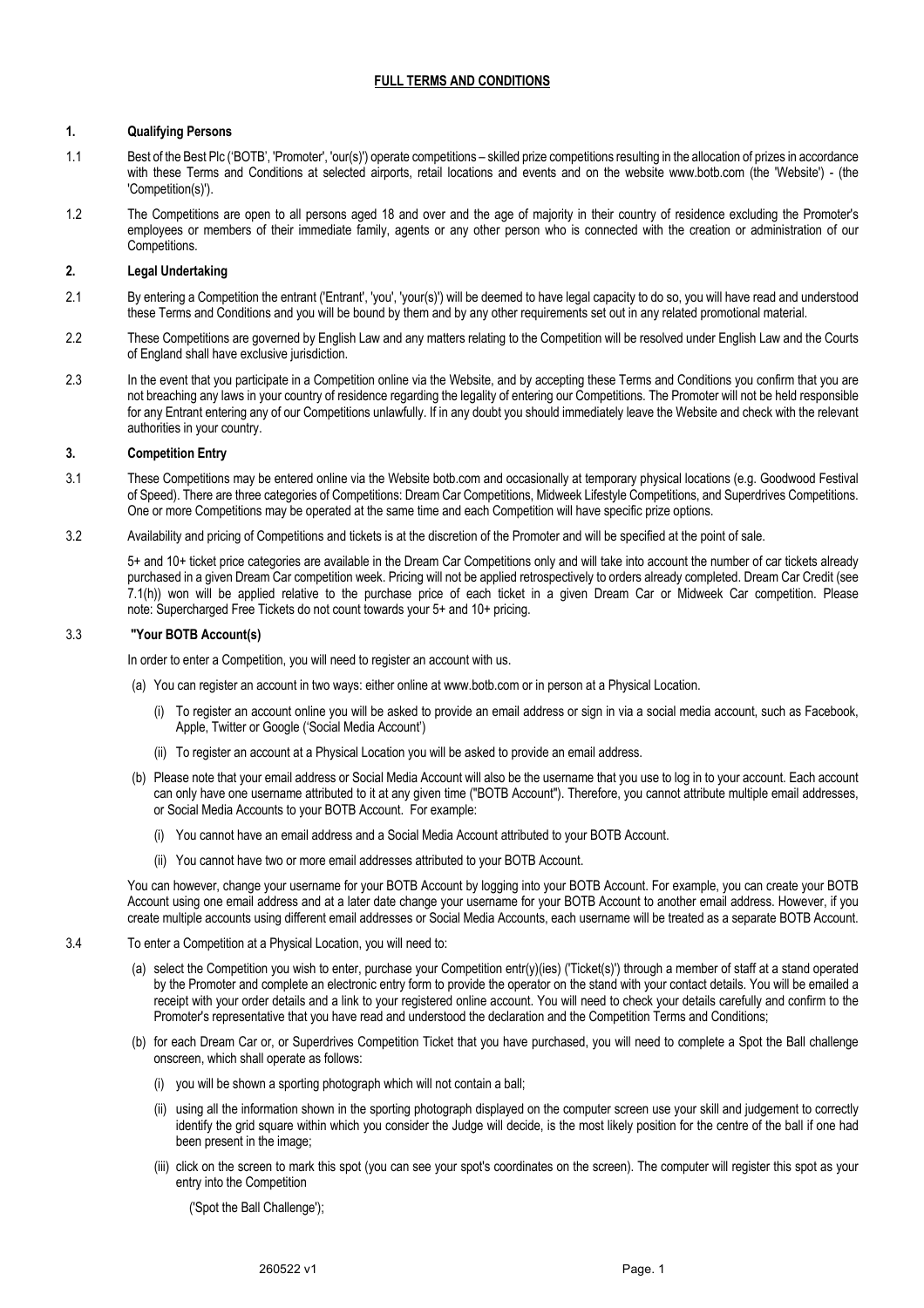# FULL TERMS AND CONDITIONS

## 1. Qualifying Persons

1.1 Best of the Best Plc ('BOTB', 'Promoter', 'our(s)') operate competitions – skilled prize competitions resulting in the allocation of prizes in accordance with these Terms and Conditions at selected airports, retail locations and events and on the website www.botb.com (the 'Website') - (the 'Competition(s)').

1.2 The Competitions are open to all persons aged 18 and over and the age of majority in their country of residence excluding the Promoter's employees or members of their immediate family, agents or any other person who is connected with the creation or administration of our Competitions.

## 2. Legal Undertaking

2.1 By entering a Competition the entrant ('Entrant', 'you', 'your(s)') will be deemed to have legal capacity to do so, you will have read and understood these Terms and Conditions and you will be bound by them and by any other requirements set out in any related promotional material.

2.2 These Competitions are governed by English Law and any matters relating to the Competition will be resolved under English Law and the Courts of England shall have exclusive jurisdiction.

2.3 In the event that you participate in a Competition online via the Website, and by accepting these Terms and Conditions you confirm that you are not breaching any laws in your country of residence regarding the legality of entering our Competitions. The Promoter will not be held responsible for any Entrant entering any of our Competitions unlawfully. If in any doubt you should immediately leave the Website and check with the relevant authorities in your country.

## 3. Competition Entry

3.1 These Competitions may be entered online via the Website botb.com and occasionally at temporary physical locations (e.g. Goodwood Festival of Speed). There are three categories of Competitions: Dream Car Competitions, Midweek Lifestyle Competitions, and Superdrives Competitions. One or more Competitions may be operated at the same time and each Competition will have specific prize options.

3.2 Availability and pricing of Competitions and tickets is at the discretion of the Promoter and will be specified at the point of sale.

5+ and 10+ ticket price categories are available in the Dream Car Competitions only and will take into account the number of car tickets already purchased in a given Dream Car competition week. Pricing will not be applied retrospectively to orders already completed. Dream Car Credit (see 7.1(h)) won will be applied relative to the purchase price of each ticket in a given Dream Car or Midweek Car competition. Please note: Supercharged Free Tickets do not count towards your 5+ and 10+ pricing.

3.3 **"Your BOTB Account(s)**

In order to enter a Competition, you will need to register an account with us.

(a) You can register an account in two ways: either online at www.botb.com or in person at a Physical Location.

  (i) To register an account online you will be asked to provide an email address or sign in via a social media account, such as Facebook, Apple, Twitter or Google ('Social Media Account')

  (ii) To register an account at a Physical Location you will be asked to provide an email address.

(b) Please note that your email address or Social Media Account will also be the username that you use to log in to your account. Each account can only have one username attributed to it at any given time ("BOTB Account"). Therefore, you cannot attribute multiple email addresses, or Social Media Accounts to your BOTB Account. For example:

  (i) You cannot have an email address and a Social Media Account attributed to your BOTB Account.

  (ii) You cannot have two or more email addresses attributed to your BOTB Account.

You can however, change your username for your BOTB Account by logging into your BOTB Account. For example, you can create your BOTB Account using one email address and at a later date change your username for your BOTB Account to another email address. However, if you create multiple accounts using different email addresses or Social Media Accounts, each username will be treated as a separate BOTB Account.

3.4 To enter a Competition at a Physical Location, you will need to:

(a) select the Competition you wish to enter, purchase your Competition entr(y)(ies) ('Ticket(s)') through a member of staff at a stand operated by the Promoter and complete an electronic entry form to provide the operator on the stand with your contact details. You will be emailed a receipt with your order details and a link to your registered online account. You will need to check your details carefully and confirm to the Promoter's representative that you have read and understood the declaration and the Competition Terms and Conditions;

(b) for each Dream Car or, or Superdrives Competition Ticket that you have purchased, you will need to complete a Spot the Ball challenge onscreen, which shall operate as follows:

  (i) you will be shown a sporting photograph which will not contain a ball;

  (ii) using all the information shown in the sporting photograph displayed on the computer screen use your skill and judgement to correctly identify the grid square within which you consider the Judge will decide, is the most likely position for the centre of the ball if one had been present in the image;

  (iii) click on the screen to mark this spot (you can see your spot's coordinates on the screen). The computer will register this spot as your entry into the Competition

    ('Spot the Ball Challenge');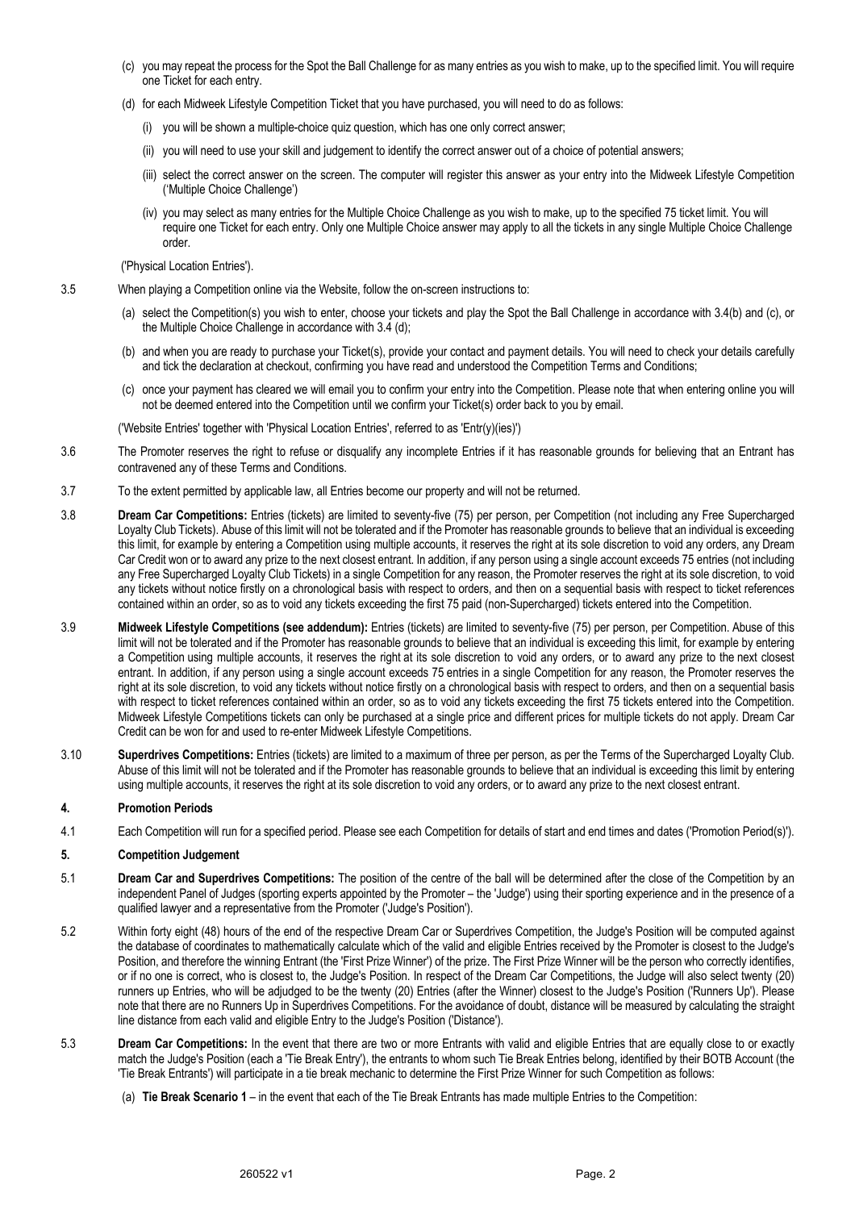(c) you may repeat the process for the Spot the Ball Challenge for as many entries as you wish to make, up to the specified limit. You will require one Ticket for each entry.

(d) for each Midweek Lifestyle Competition Ticket that you have purchased, you will need to do as follows:

(i) you will be shown a multiple-choice quiz question, which has one only correct answer;

(ii) you will need to use your skill and judgement to identify the correct answer out of a choice of potential answers;

(iii) select the correct answer on the screen. The computer will register this answer as your entry into the Midweek Lifestyle Competition ('Multiple Choice Challenge')

(iv) you may select as many entries for the Multiple Choice Challenge as you wish to make, up to the specified 75 ticket limit. You will require one Ticket for each entry. Only one Multiple Choice answer may apply to all the tickets in any single Multiple Choice Challenge order.

('Physical Location Entries').

3.5 When playing a Competition online via the Website, follow the on-screen instructions to:

(a) select the Competition(s) you wish to enter, choose your tickets and play the Spot the Ball Challenge in accordance with 3.4(b) and (c), or the Multiple Choice Challenge in accordance with 3.4 (d);

(b) and when you are ready to purchase your Ticket(s), provide your contact and payment details. You will need to check your details carefully and tick the declaration at checkout, confirming you have read and understood the Competition Terms and Conditions;

(c) once your payment has cleared we will email you to confirm your entry into the Competition. Please note that when entering online you will not be deemed entered into the Competition until we confirm your Ticket(s) order back to you by email.

('Website Entries' together with 'Physical Location Entries', referred to as 'Entr(y)(ies)')

3.6 The Promoter reserves the right to refuse or disqualify any incomplete Entries if it has reasonable grounds for believing that an Entrant has contravened any of these Terms and Conditions.

3.7 To the extent permitted by applicable law, all Entries become our property and will not be returned.

3.8 **Dream Car Competitions:** Entries (tickets) are limited to seventy-five (75) per person, per Competition (not including any Free Supercharged Loyalty Club Tickets). Abuse of this limit will not be tolerated and if the Promoter has reasonable grounds to believe that an individual is exceeding this limit, for example by entering a Competition using multiple accounts, it reserves the right at its sole discretion to void any orders, any Dream Car Credit won or to award any prize to the next closest entrant. In addition, if any person using a single account exceeds 75 entries (not including any Free Supercharged Loyalty Club Tickets) in a single Competition for any reason, the Promoter reserves the right at its sole discretion, to void any tickets without notice firstly on a chronological basis with respect to orders, and then on a sequential basis with respect to ticket references contained within an order, so as to void any tickets exceeding the first 75 paid (non-Supercharged) tickets entered into the Competition.

3.9 **Midweek Lifestyle Competitions (see addendum):** Entries (tickets) are limited to seventy-five (75) per person, per Competition. Abuse of this limit will not be tolerated and if the Promoter has reasonable grounds to believe that an individual is exceeding this limit, for example by entering a Competition using multiple accounts, it reserves the right at its sole discretion to void any orders, or to award any prize to the next closest entrant. In addition, if any person using a single account exceeds 75 entries in a single Competition for any reason, the Promoter reserves the right at its sole discretion, to void any tickets without notice firstly on a chronological basis with respect to orders, and then on a sequential basis with respect to ticket references contained within an order, so as to void any tickets exceeding the first 75 tickets entered into the Competition. Midweek Lifestyle Competitions tickets can only be purchased at a single price and different prices for multiple tickets do not apply. Dream Car Credit can be won for and used to re-enter Midweek Lifestyle Competitions.

3.10 **Superdrives Competitions:** Entries (tickets) are limited to a maximum of three per person, as per the Terms of the Supercharged Loyalty Club. Abuse of this limit will not be tolerated and if the Promoter has reasonable grounds to believe that an individual is exceeding this limit by entering using multiple accounts, it reserves the right at its sole discretion to void any orders, or to award any prize to the next closest entrant.

## 4. Promotion Periods

4.1 Each Competition will run for a specified period. Please see each Competition for details of start and end times and dates ('Promotion Period(s)').

## 5. Competition Judgement

5.1 **Dream Car and Superdrives Competitions:** The position of the centre of the ball will be determined after the close of the Competition by an independent Panel of Judges (sporting experts appointed by the Promoter – the 'Judge') using their sporting experience and in the presence of a qualified lawyer and a representative from the Promoter ('Judge's Position').

5.2 Within forty eight (48) hours of the end of the respective Dream Car or Superdrives Competition, the Judge's Position will be computed against the database of coordinates to mathematically calculate which of the valid and eligible Entries received by the Promoter is closest to the Judge's Position, and therefore the winning Entrant (the 'First Prize Winner') of the prize. The First Prize Winner will be the person who correctly identifies, or if no one is correct, who is closest to, the Judge's Position. In respect of the Dream Car Competitions, the Judge will also select twenty (20) runners up Entries, who will be adjudged to be the twenty (20) Entries (after the Winner) closest to the Judge's Position ('Runners Up'). Please note that there are no Runners Up in Superdrives Competitions. For the avoidance of doubt, distance will be measured by calculating the straight line distance from each valid and eligible Entry to the Judge's Position ('Distance').

5.3 **Dream Car Competitions:** In the event that there are two or more Entrants with valid and eligible Entries that are equally close to or exactly match the Judge's Position (each a 'Tie Break Entry'), the entrants to whom such Tie Break Entries belong, identified by their BOTB Account (the 'Tie Break Entrants') will participate in a tie break mechanic to determine the First Prize Winner for such Competition as follows:

(a) **Tie Break Scenario 1** – in the event that each of the Tie Break Entrants has made multiple Entries to the Competition: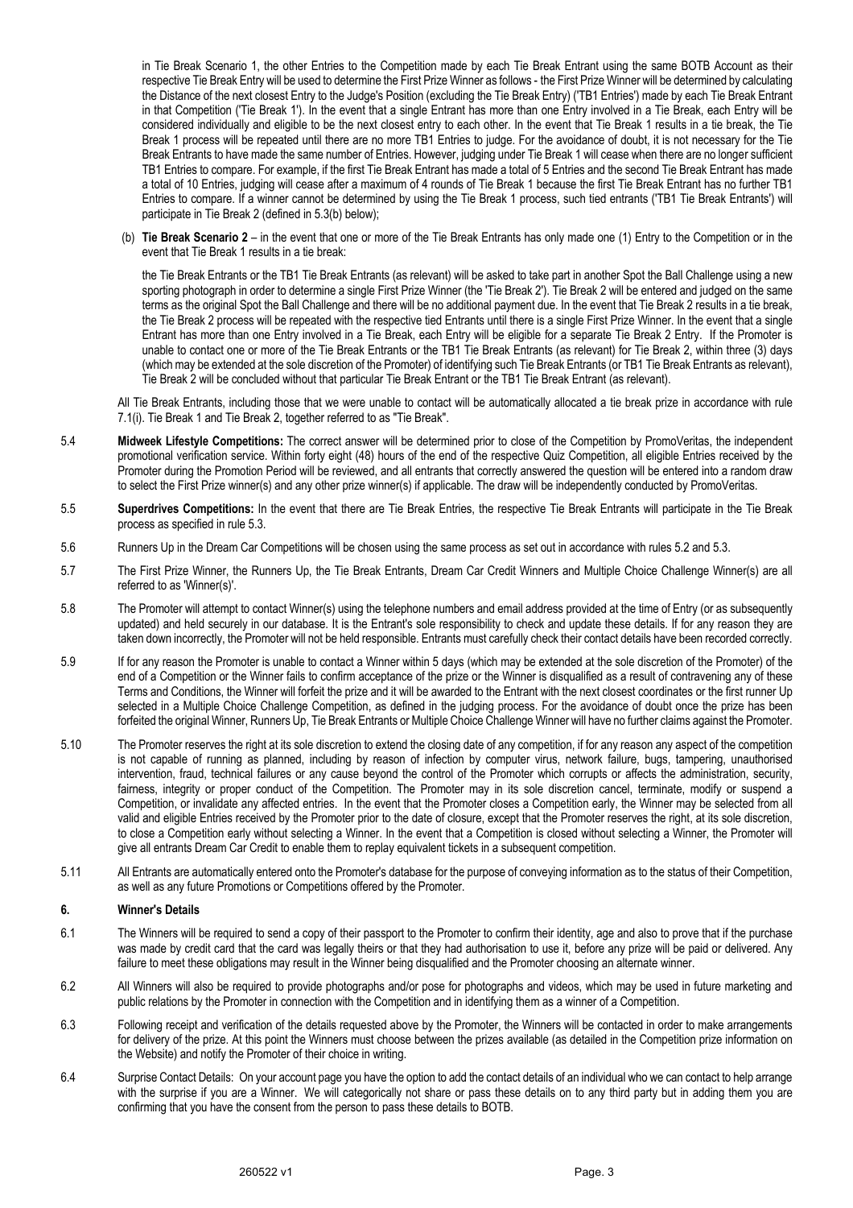in Tie Break Scenario 1, the other Entries to the Competition made by each Tie Break Entrant using the same BOTB Account as their respective Tie Break Entry will be used to determine the First Prize Winner as follows - the First Prize Winner will be determined by calculating the Distance of the next closest Entry to the Judge's Position (excluding the Tie Break Entry) ('TB1 Entries') made by each Tie Break Entrant in that Competition ('Tie Break 1'). In the event that a single Entrant has more than one Entry involved in a Tie Break, each Entry will be considered individually and eligible to be the next closest entry to each other. In the event that Tie Break 1 results in a tie break, the Tie Break 1 process will be repeated until there are no more TB1 Entries to judge. For the avoidance of doubt, it is not necessary for the Tie Break Entrants to have made the same number of Entries. However, judging under Tie Break 1 will cease when there are no longer sufficient TB1 Entries to compare. For example, if the first Tie Break Entrant has made a total of 5 Entries and the second Tie Break Entrant has made a total of 10 Entries, judging will cease after a maximum of 4 rounds of Tie Break 1 because the first Tie Break Entrant has no further TB1 Entries to compare. If a winner cannot be determined by using the Tie Break 1 process, such tied entrants ('TB1 Tie Break Entrants') will participate in Tie Break 2 (defined in 5.3(b) below);

(b) **Tie Break Scenario 2** – in the event that one or more of the Tie Break Entrants has only made one (1) Entry to the Competition or in the event that Tie Break 1 results in a tie break:

the Tie Break Entrants or the TB1 Tie Break Entrants (as relevant) will be asked to take part in another Spot the Ball Challenge using a new sporting photograph in order to determine a single First Prize Winner (the 'Tie Break 2'). Tie Break 2 will be entered and judged on the same terms as the original Spot the Ball Challenge and there will be no additional payment due. In the event that Tie Break 2 results in a tie break, the Tie Break 2 process will be repeated with the respective tied Entrants until there is a single First Prize Winner. In the event that a single Entrant has more than one Entry involved in a Tie Break, each Entry will be eligible for a separate Tie Break 2 Entry. If the Promoter is unable to contact one or more of the Tie Break Entrants or the TB1 Tie Break Entrants (as relevant) for Tie Break 2, within three (3) days (which may be extended at the sole discretion of the Promoter) of identifying such Tie Break Entrants (or TB1 Tie Break Entrants as relevant), Tie Break 2 will be concluded without that particular Tie Break Entrant or the TB1 Tie Break Entrant (as relevant).

All Tie Break Entrants, including those that we were unable to contact will be automatically allocated a tie break prize in accordance with rule 7.1(i). Tie Break 1 and Tie Break 2, together referred to as "Tie Break".

5.4 **Midweek Lifestyle Competitions:** The correct answer will be determined prior to close of the Competition by PromoVeritas, the independent promotional verification service. Within forty eight (48) hours of the end of the respective Quiz Competition, all eligible Entries received by the Promoter during the Promotion Period will be reviewed, and all entrants that correctly answered the question will be entered into a random draw to select the First Prize winner(s) and any other prize winner(s) if applicable. The draw will be independently conducted by PromoVeritas.

5.5 **Superdrives Competitions:** In the event that there are Tie Break Entries, the respective Tie Break Entrants will participate in the Tie Break process as specified in rule 5.3.

5.6 Runners Up in the Dream Car Competitions will be chosen using the same process as set out in accordance with rules 5.2 and 5.3.

5.7 The First Prize Winner, the Runners Up, the Tie Break Entrants, Dream Car Credit Winners and Multiple Choice Challenge Winner(s) are all referred to as 'Winner(s)'.

5.8 The Promoter will attempt to contact Winner(s) using the telephone numbers and email address provided at the time of Entry (or as subsequently updated) and held securely in our database. It is the Entrant's sole responsibility to check and update these details. If for any reason they are taken down incorrectly, the Promoter will not be held responsible. Entrants must carefully check their contact details have been recorded correctly.

5.9 If for any reason the Promoter is unable to contact a Winner within 5 days (which may be extended at the sole discretion of the Promoter) of the end of a Competition or the Winner fails to confirm acceptance of the prize or the Winner is disqualified as a result of contravening any of these Terms and Conditions, the Winner will forfeit the prize and it will be awarded to the Entrant with the next closest coordinates or the first runner Up selected in a Multiple Choice Challenge Competition, as defined in the judging process. For the avoidance of doubt once the prize has been forfeited the original Winner, Runners Up, Tie Break Entrants or Multiple Choice Challenge Winner will have no further claims against the Promoter.

5.10 The Promoter reserves the right at its sole discretion to extend the closing date of any competition, if for any reason any aspect of the competition is not capable of running as planned, including by reason of infection by computer virus, network failure, bugs, tampering, unauthorised intervention, fraud, technical failures or any cause beyond the control of the Promoter which corrupts or affects the administration, security, fairness, integrity or proper conduct of the Competition. The Promoter may in its sole discretion cancel, terminate, modify or suspend a Competition, or invalidate any affected entries. In the event that the Promoter closes a Competition early, the Winner may be selected from all valid and eligible Entries received by the Promoter prior to the date of closure, except that the Promoter reserves the right, at its sole discretion, to close a Competition early without selecting a Winner. In the event that a Competition is closed without selecting a Winner, the Promoter will give all entrants Dream Car Credit to enable them to replay equivalent tickets in a subsequent competition.

5.11 All Entrants are automatically entered onto the Promoter's database for the purpose of conveying information as to the status of their Competition, as well as any future Promotions or Competitions offered by the Promoter.

## 6. Winner's Details

6.1 The Winners will be required to send a copy of their passport to the Promoter to confirm their identity, age and also to prove that if the purchase was made by credit card that the card was legally theirs or that they had authorisation to use it, before any prize will be paid or delivered. Any failure to meet these obligations may result in the Winner being disqualified and the Promoter choosing an alternate winner.

6.2 All Winners will also be required to provide photographs and/or pose for photographs and videos, which may be used in future marketing and public relations by the Promoter in connection with the Competition and in identifying them as a winner of a Competition.

6.3 Following receipt and verification of the details requested above by the Promoter, the Winners will be contacted in order to make arrangements for delivery of the prize. At this point the Winners must choose between the prizes available (as detailed in the Competition prize information on the Website) and notify the Promoter of their choice in writing.

6.4 Surprise Contact Details: On your account page you have the option to add the contact details of an individual who we can contact to help arrange with the surprise if you are a Winner. We will categorically not share or pass these details on to any third party but in adding them you are confirming that you have the consent from the person to pass these details to BOTB.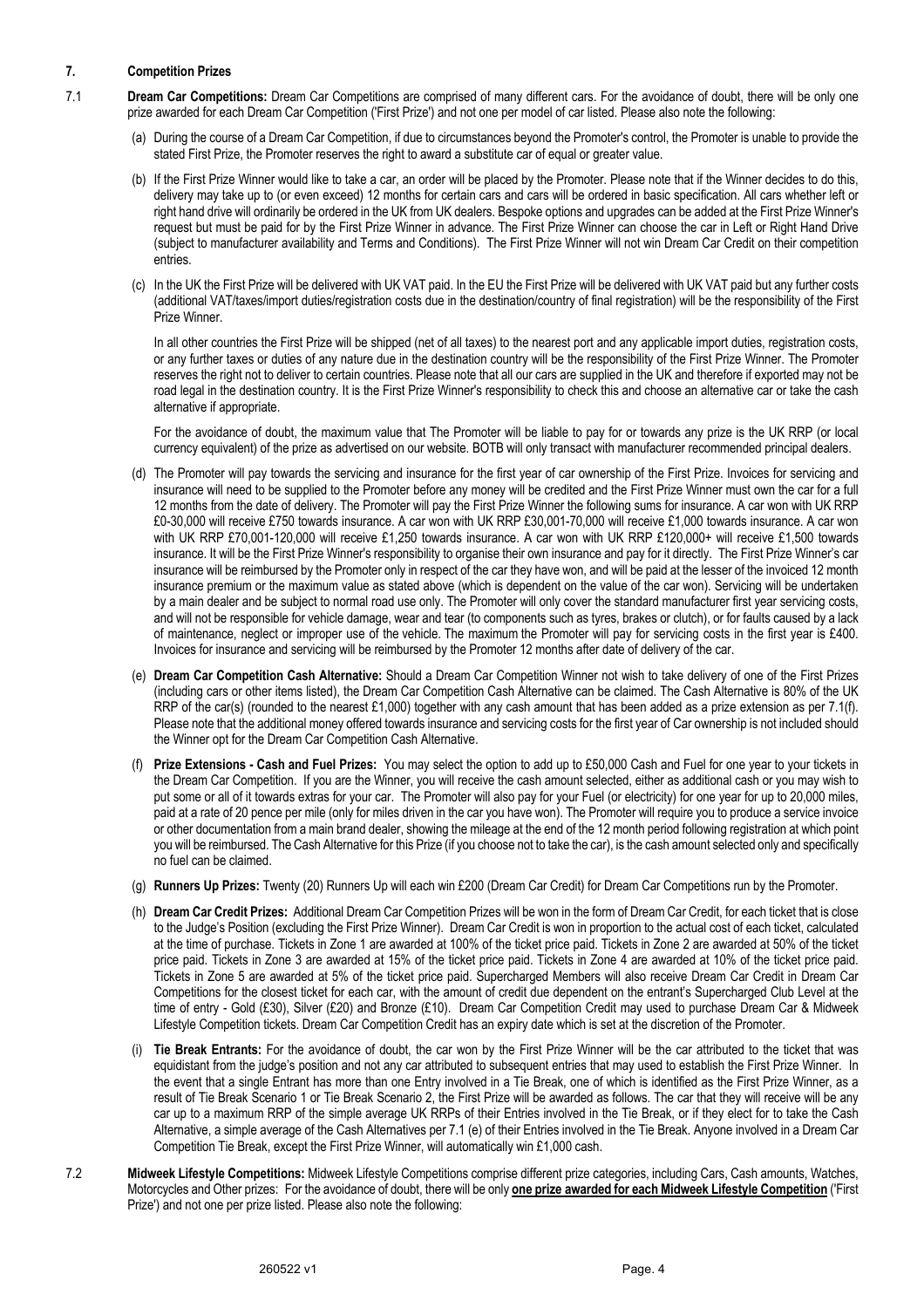## 7. Competition Prizes

7.1 **Dream Car Competitions:** Dream Car Competitions are comprised of many different cars. For the avoidance of doubt, there will be only one prize awarded for each Dream Car Competition ('First Prize') and not one per model of car listed. Please also note the following:

(a) During the course of a Dream Car Competition, if due to circumstances beyond the Promoter's control, the Promoter is unable to provide the stated First Prize, the Promoter reserves the right to award a substitute car of equal or greater value.

(b) If the First Prize Winner would like to take a car, an order will be placed by the Promoter. Please note that if the Winner decides to do this, delivery may take up to (or even exceed) 12 months for certain cars and cars will be ordered in basic specification. All cars whether left or right hand drive will ordinarily be ordered in the UK from UK dealers. Bespoke options and upgrades can be added at the First Prize Winner's request but must be paid for by the First Prize Winner in advance. The First Prize Winner can choose the car in Left or Right Hand Drive (subject to manufacturer availability and Terms and Conditions). The First Prize Winner will not win Dream Car Credit on their competition entries.

(c) In the UK the First Prize will be delivered with UK VAT paid. In the EU the First Prize will be delivered with UK VAT paid but any further costs (additional VAT/taxes/import duties/registration costs due in the destination/country of final registration) will be the responsibility of the First Prize Winner.

In all other countries the First Prize will be shipped (net of all taxes) to the nearest port and any applicable import duties, registration costs, or any further taxes or duties of any nature due in the destination country will be the responsibility of the First Prize Winner. The Promoter reserves the right not to deliver to certain countries. Please note that all our cars are supplied in the UK and therefore if exported may not be road legal in the destination country. It is the First Prize Winner's responsibility to check this and choose an alternative car or take the cash alternative if appropriate.

For the avoidance of doubt, the maximum value that The Promoter will be liable to pay for or towards any prize is the UK RRP (or local currency equivalent) of the prize as advertised on our website. BOTB will only transact with manufacturer recommended principal dealers.

(d) The Promoter will pay towards the servicing and insurance for the first year of car ownership of the First Prize. Invoices for servicing and insurance will need to be supplied to the Promoter before any money will be credited and the First Prize Winner must own the car for a full 12 months from the date of delivery. The Promoter will pay the First Prize Winner the following sums for insurance. A car won with UK RRP £0-30,000 will receive £750 towards insurance. A car won with UK RRP £30,001-70,000 will receive £1,000 towards insurance. A car won with UK RRP £70,001-120,000 will receive £1,250 towards insurance. A car won with UK RRP £120,000+ will receive £1,500 towards insurance. It will be the First Prize Winner's responsibility to organise their own insurance and pay for it directly. The First Prize Winner's car insurance will be reimbursed by the Promoter only in respect of the car they have won, and will be paid at the lesser of the invoiced 12 month insurance premium or the maximum value as stated above (which is dependent on the value of the car won). Servicing will be undertaken by a main dealer and be subject to normal road use only. The Promoter will only cover the standard manufacturer first year servicing costs, and will not be responsible for vehicle damage, wear and tear (to components such as tyres, brakes or clutch), or for faults caused by a lack of maintenance, neglect or improper use of the vehicle. The maximum the Promoter will pay for servicing costs in the first year is £400. Invoices for insurance and servicing will be reimbursed by the Promoter 12 months after date of delivery of the car.

(e) **Dream Car Competition Cash Alternative:** Should a Dream Car Competition Winner not wish to take delivery of one of the First Prizes (including cars or other items listed), the Dream Car Competition Cash Alternative can be claimed. The Cash Alternative is 80% of the UK RRP of the car(s) (rounded to the nearest £1,000) together with any cash amount that has been added as a prize extension as per 7.1(f). Please note that the additional money offered towards insurance and servicing costs for the first year of Car ownership is not included should the Winner opt for the Dream Car Competition Cash Alternative.

(f) **Prize Extensions - Cash and Fuel Prizes:** You may select the option to add up to £50,000 Cash and Fuel for one year to your tickets in the Dream Car Competition. If you are the Winner, you will receive the cash amount selected, either as additional cash or you may wish to put some or all of it towards extras for your car. The Promoter will also pay for your Fuel (or electricity) for one year for up to 20,000 miles, paid at a rate of 20 pence per mile (only for miles driven in the car you have won). The Promoter will require you to produce a service invoice or other documentation from a main brand dealer, showing the mileage at the end of the 12 month period following registration at which point you will be reimbursed. The Cash Alternative for this Prize (if you choose not to take the car), is the cash amount selected only and specifically no fuel can be claimed.

(g) **Runners Up Prizes:** Twenty (20) Runners Up will each win £200 (Dream Car Credit) for Dream Car Competitions run by the Promoter.

(h) **Dream Car Credit Prizes:** Additional Dream Car Competition Prizes will be won in the form of Dream Car Credit, for each ticket that is close to the Judge's Position (excluding the First Prize Winner). Dream Car Credit is won in proportion to the actual cost of each ticket, calculated at the time of purchase. Tickets in Zone 1 are awarded at 100% of the ticket price paid. Tickets in Zone 2 are awarded at 50% of the ticket price paid. Tickets in Zone 3 are awarded at 15% of the ticket price paid. Tickets in Zone 4 are awarded at 10% of the ticket price paid. Tickets in Zone 5 are awarded at 5% of the ticket price paid. Supercharged Members will also receive Dream Car Credit in Dream Car Competitions for the closest ticket for each car, with the amount of credit due dependent on the entrant's Supercharged Club Level at the time of entry - Gold (£30), Silver (£20) and Bronze (£10). Dream Car Competition Credit may used to purchase Dream Car & Midweek Lifestyle Competition tickets. Dream Car Competition Credit has an expiry date which is set at the discretion of the Promoter.

(i) **Tie Break Entrants:** For the avoidance of doubt, the car won by the First Prize Winner will be the car attributed to the ticket that was equidistant from the judge's position and not any car attributed to subsequent entries that may used to establish the First Prize Winner. In the event that a single Entrant has more than one Entry involved in a Tie Break, one of which is identified as the First Prize Winner, as a result of Tie Break Scenario 1 or Tie Break Scenario 2, the First Prize will be awarded as follows. The car that they will receive will be any car up to a maximum RRP of the simple average UK RRPs of their Entries involved in the Tie Break, or if they elect for to take the Cash Alternative, a simple average of the Cash Alternatives per 7.1 (e) of their Entries involved in the Tie Break. Anyone involved in a Dream Car Competition Tie Break, except the First Prize Winner, will automatically win £1,000 cash.

7.2 **Midweek Lifestyle Competitions:** Midweek Lifestyle Competitions comprise different prize categories, including Cars, Cash amounts, Watches, Motorcycles and Other prizes: For the avoidance of doubt, there will be only **one prize awarded for each Midweek Lifestyle Competition** ('First Prize') and not one per prize listed. Please also note the following: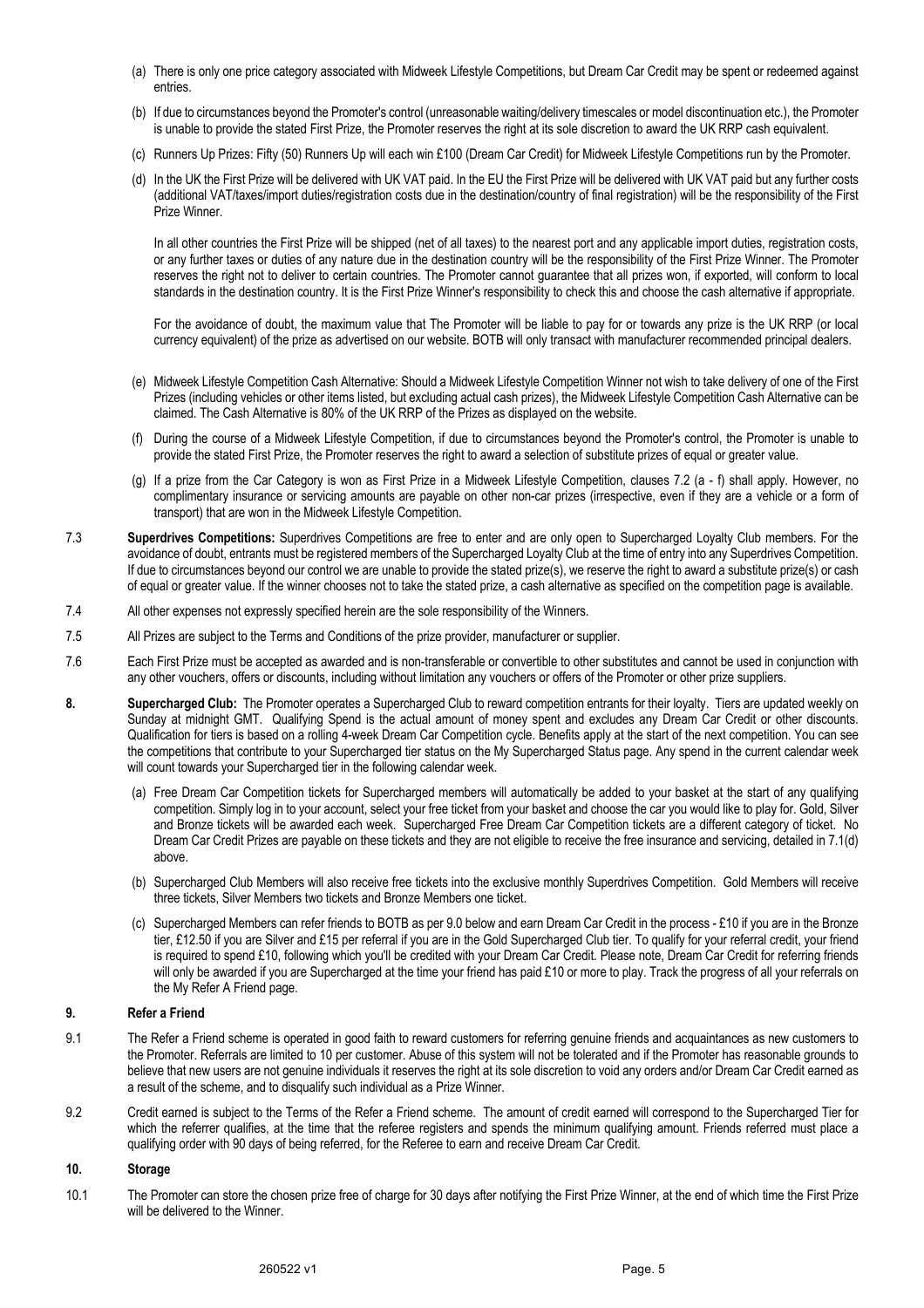(a) There is only one price category associated with Midweek Lifestyle Competitions, but Dream Car Credit may be spent or redeemed against entries.

(b) If due to circumstances beyond the Promoter's control (unreasonable waiting/delivery timescales or model discontinuation etc.), the Promoter is unable to provide the stated First Prize, the Promoter reserves the right at its sole discretion to award the UK RRP cash equivalent.

(c) Runners Up Prizes: Fifty (50) Runners Up will each win £100 (Dream Car Credit) for Midweek Lifestyle Competitions run by the Promoter.

(d) In the UK the First Prize will be delivered with UK VAT paid. In the EU the First Prize will be delivered with UK VAT paid but any further costs (additional VAT/taxes/import duties/registration costs due in the destination/country of final registration) will be the responsibility of the First Prize Winner.

In all other countries the First Prize will be shipped (net of all taxes) to the nearest port and any applicable import duties, registration costs, or any further taxes or duties of any nature due in the destination country will be the responsibility of the First Prize Winner. The Promoter reserves the right not to deliver to certain countries. The Promoter cannot guarantee that all prizes won, if exported, will conform to local standards in the destination country. It is the First Prize Winner's responsibility to check this and choose the cash alternative if appropriate.

For the avoidance of doubt, the maximum value that The Promoter will be liable to pay for or towards any prize is the UK RRP (or local currency equivalent) of the prize as advertised on our website. BOTB will only transact with manufacturer recommended principal dealers.

(e) Midweek Lifestyle Competition Cash Alternative: Should a Midweek Lifestyle Competition Winner not wish to take delivery of one of the First Prizes (including vehicles or other items listed, but excluding actual cash prizes), the Midweek Lifestyle Competition Cash Alternative can be claimed. The Cash Alternative is 80% of the UK RRP of the Prizes as displayed on the website.

(f) During the course of a Midweek Lifestyle Competition, if due to circumstances beyond the Promoter's control, the Promoter is unable to provide the stated First Prize, the Promoter reserves the right to award a selection of substitute prizes of equal or greater value.

(g) If a prize from the Car Category is won as First Prize in a Midweek Lifestyle Competition, clauses 7.2 (a - f) shall apply. However, no complimentary insurance or servicing amounts are payable on other non-car prizes (irrespective, even if they are a vehicle or a form of transport) that are won in the Midweek Lifestyle Competition.

7.3 **Superdrives Competitions:** Superdrives Competitions are free to enter and are only open to Supercharged Loyalty Club members. For the avoidance of doubt, entrants must be registered members of the Supercharged Loyalty Club at the time of entry into any Superdrives Competition. If due to circumstances beyond our control we are unable to provide the stated prize(s), we reserve the right to award a substitute prize(s) or cash of equal or greater value. If the winner chooses not to take the stated prize, a cash alternative as specified on the competition page is available.

7.4 All other expenses not expressly specified herein are the sole responsibility of the Winners.

7.5 All Prizes are subject to the Terms and Conditions of the prize provider, manufacturer or supplier.

7.6 Each First Prize must be accepted as awarded and is non-transferable or convertible to other substitutes and cannot be used in conjunction with any other vouchers, offers or discounts, including without limitation any vouchers or offers of the Promoter or other prize suppliers.

**8. Supercharged Club:** The Promoter operates a Supercharged Club to reward competition entrants for their loyalty. Tiers are updated weekly on Sunday at midnight GMT. Qualifying Spend is the actual amount of money spent and excludes any Dream Car Credit or other discounts. Qualification for tiers is based on a rolling 4-week Dream Car Competition cycle. Benefits apply at the start of the next competition. You can see the competitions that contribute to your Supercharged tier status on the My Supercharged Status page. Any spend in the current calendar week will count towards your Supercharged tier in the following calendar week.

(a) Free Dream Car Competition tickets for Supercharged members will automatically be added to your basket at the start of any qualifying competition. Simply log in to your account, select your free ticket from your basket and choose the car you would like to play for. Gold, Silver and Bronze tickets will be awarded each week. Supercharged Free Dream Car Competition tickets are a different category of ticket. No Dream Car Credit Prizes are payable on these tickets and they are not eligible to receive the free insurance and servicing, detailed in 7.1(d) above.

(b) Supercharged Club Members will also receive free tickets into the exclusive monthly Superdrives Competition. Gold Members will receive three tickets, Silver Members two tickets and Bronze Members one ticket.

(c) Supercharged Members can refer friends to BOTB as per 9.0 below and earn Dream Car Credit in the process - £10 if you are in the Bronze tier, £12.50 if you are Silver and £15 per referral if you are in the Gold Supercharged Club tier. To qualify for your referral credit, your friend is required to spend £10, following which you'll be credited with your Dream Car Credit. Please note, Dream Car Credit for referring friends will only be awarded if you are Supercharged at the time your friend has paid £10 or more to play. Track the progress of all your referrals on the My Refer A Friend page.

## 9. Refer a Friend

9.1 The Refer a Friend scheme is operated in good faith to reward customers for referring genuine friends and acquaintances as new customers to the Promoter. Referrals are limited to 10 per customer. Abuse of this system will not be tolerated and if the Promoter has reasonable grounds to believe that new users are not genuine individuals it reserves the right at its sole discretion to void any orders and/or Dream Car Credit earned as a result of the scheme, and to disqualify such individual as a Prize Winner.

9.2 Credit earned is subject to the Terms of the Refer a Friend scheme. The amount of credit earned will correspond to the Supercharged Tier for which the referrer qualifies, at the time that the referee registers and spends the minimum qualifying amount. Friends referred must place a qualifying order with 90 days of being referred, for the Referee to earn and receive Dream Car Credit.

## 10. Storage

10.1 The Promoter can store the chosen prize free of charge for 30 days after notifying the First Prize Winner, at the end of which time the First Prize will be delivered to the Winner.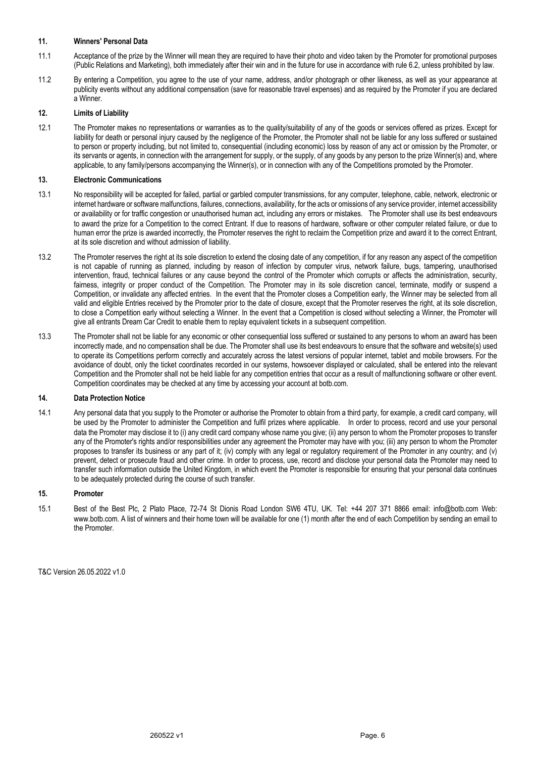## 11. Winners' Personal Data

11.1 Acceptance of the prize by the Winner will mean they are required to have their photo and video taken by the Promoter for promotional purposes (Public Relations and Marketing), both immediately after their win and in the future for use in accordance with rule 6.2, unless prohibited by law.

11.2 By entering a Competition, you agree to the use of your name, address, and/or photograph or other likeness, as well as your appearance at publicity events without any additional compensation (save for reasonable travel expenses) and as required by the Promoter if you are declared a Winner.

## 12. Limits of Liability

12.1 The Promoter makes no representations or warranties as to the quality/suitability of any of the goods or services offered as prizes. Except for liability for death or personal injury caused by the negligence of the Promoter, the Promoter shall not be liable for any loss suffered or sustained to person or property including, but not limited to, consequential (including economic) loss by reason of any act or omission by the Promoter, or its servants or agents, in connection with the arrangement for supply, or the supply, of any goods by any person to the prize Winner(s) and, where applicable, to any family/persons accompanying the Winner(s), or in connection with any of the Competitions promoted by the Promoter.

## 13. Electronic Communications

13.1 No responsibility will be accepted for failed, partial or garbled computer transmissions, for any computer, telephone, cable, network, electronic or internet hardware or software malfunctions, failures, connections, availability, for the acts or omissions of any service provider, internet accessibility or availability or for traffic congestion or unauthorised human act, including any errors or mistakes. The Promoter shall use its best endeavours to award the prize for a Competition to the correct Entrant. If due to reasons of hardware, software or other computer related failure, or due to human error the prize is awarded incorrectly, the Promoter reserves the right to reclaim the Competition prize and award it to the correct Entrant, at its sole discretion and without admission of liability.

13.2 The Promoter reserves the right at its sole discretion to extend the closing date of any competition, if for any reason any aspect of the competition is not capable of running as planned, including by reason of infection by computer virus, network failure, bugs, tampering, unauthorised intervention, fraud, technical failures or any cause beyond the control of the Promoter which corrupts or affects the administration, security, fairness, integrity or proper conduct of the Competition. The Promoter may in its sole discretion cancel, terminate, modify or suspend a Competition, or invalidate any affected entries. In the event that the Promoter closes a Competition early, the Winner may be selected from all valid and eligible Entries received by the Promoter prior to the date of closure, except that the Promoter reserves the right, at its sole discretion, to close a Competition early without selecting a Winner. In the event that a Competition is closed without selecting a Winner, the Promoter will give all entrants Dream Car Credit to enable them to replay equivalent tickets in a subsequent competition.

13.3 The Promoter shall not be liable for any economic or other consequential loss suffered or sustained to any persons to whom an award has been incorrectly made, and no compensation shall be due. The Promoter shall use its best endeavours to ensure that the software and website(s) used to operate its Competitions perform correctly and accurately across the latest versions of popular internet, tablet and mobile browsers. For the avoidance of doubt, only the ticket coordinates recorded in our systems, howsoever displayed or calculated, shall be entered into the relevant Competition and the Promoter shall not be held liable for any competition entries that occur as a result of malfunctioning software or other event. Competition coordinates may be checked at any time by accessing your account at botb.com.

## 14. Data Protection Notice

14.1 Any personal data that you supply to the Promoter or authorise the Promoter to obtain from a third party, for example, a credit card company, will be used by the Promoter to administer the Competition and fulfil prizes where applicable. In order to process, record and use your personal data the Promoter may disclose it to (i) any credit card company whose name you give; (ii) any person to whom the Promoter proposes to transfer any of the Promoter's rights and/or responsibilities under any agreement the Promoter may have with you; (iii) any person to whom the Promoter proposes to transfer its business or any part of it; (iv) comply with any legal or regulatory requirement of the Promoter in any country; and (v) prevent, detect or prosecute fraud and other crime. In order to process, use, record and disclose your personal data the Promoter may need to transfer such information outside the United Kingdom, in which event the Promoter is responsible for ensuring that your personal data continues to be adequately protected during the course of such transfer.

## 15. Promoter

15.1 Best of the Best Plc, 2 Plato Place, 72-74 St Dionis Road London SW6 4TU, UK. Tel: +44 207 371 8866 email: info@botb.com Web: www.botb.com. A list of winners and their home town will be available for one (1) month after the end of each Competition by sending an email to the Promoter.

T&C Version 26.05.2022 v1.0